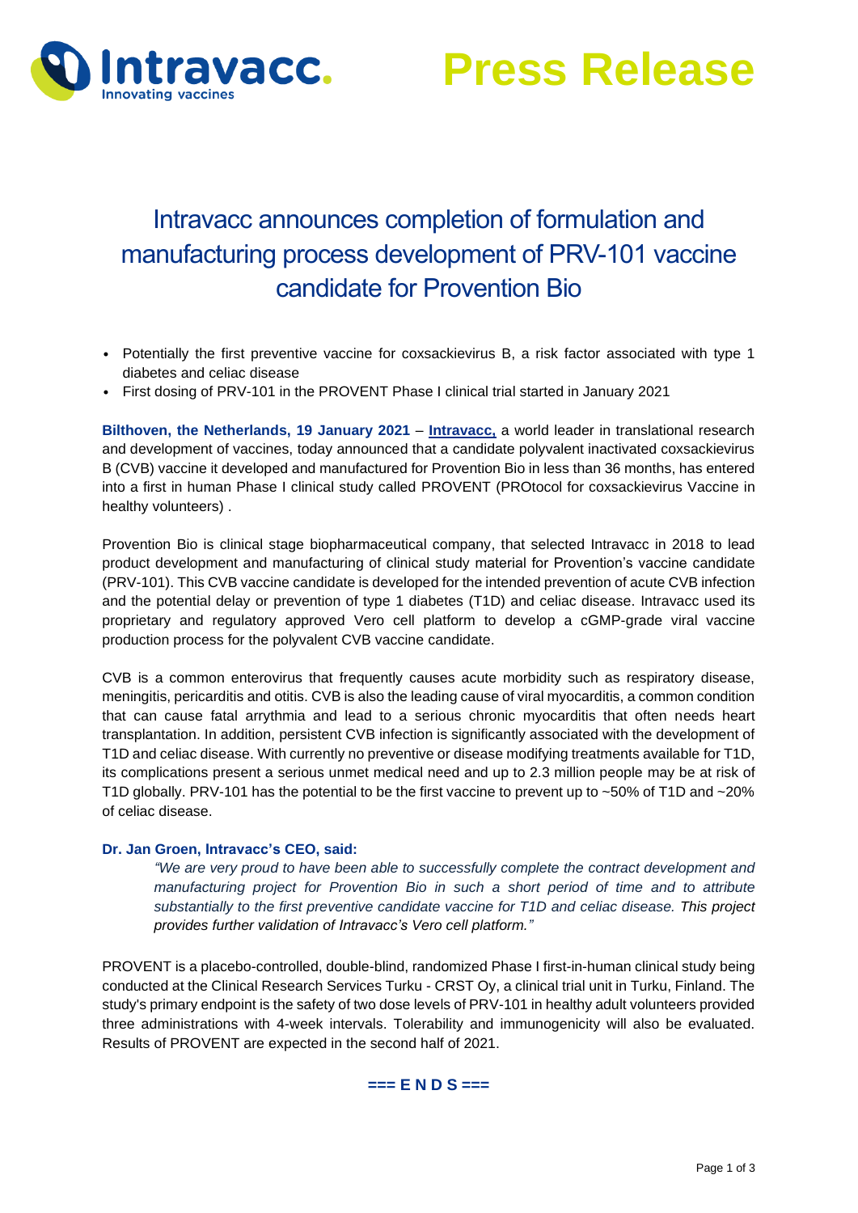# Press Release

## Intravacc announces completion of formulation and manufacturing process development of PRV-101 vaccine candidate for Provention Bio

- Potentially the first preventive vaccine for coxsackievirus B, a risk factor associated with type 1 diabetes and celiac disease
- First dosing of PRV-101 in the PROVENT Phase I clinical trial started in January 2021

**Bilthoven, the Netherlands, 19 January 2021** – **Intravacc,** a world leader in translational research and development of vaccines, today announced that a candidate polyvalent inactivated coxsackievirus B (CVB) vaccine it developed and manufactured for Provention Bio in less than 36 months, has entered into a first in human Phase I clinical study called PROVENT (PROtocol for coxsackievirus Vaccine in healthy volunteers) .

Provention Bio is clinical stage biopharmaceutical company, that selected Intravacc in 2018 to lead product development and manufacturing of clinical study material for Provention's vaccine candidate (PRV-101). This CVB vaccine candidate is developed for the intended prevention of acute CVB infection and the potential delay or prevention of type 1 diabetes (T1D) and celiac disease. Intravacc used its proprietary and regulatory approved Vero cell platform to develop a cGMP-grade viral vaccine production process for the polyvalent CVB vaccine candidate.

CVB is a common enterovirus that frequently causes acute morbidity such as respiratory disease, meningitis, pericarditis and otitis. CVB is also the leading cause of viral myocarditis, a common condition that can cause fatal arrythmia and lead to a serious chronic myocarditis that often needs heart transplantation. In addition, persistent CVB infection is significantly associated with the development of T1D and celiac disease. With currently no preventive or disease modifying treatments available for T1D, its complications present a serious unmet medical need and up to 2.3 million people may be at risk of T1D globally. PRV-101 has the potential to be the first vaccine to prevent up to ~50% of T1D and ~20% of celiac disease.

**Dr. Jan Groen, Intravacc's CEO, said:**

> *"We are very proud to have been able to successfully complete the contract development and manufacturing project for Provention Bio in such a short period of time and to attribute substantially to the first preventive candidate vaccine for T1D and celiac disease. This project provides further validation of Intravacc's Vero cell platform."*

PROVENT is a placebo-controlled, double-blind, randomized Phase I first-in-human clinical study being conducted at the Clinical Research Services Turku - CRST Oy, a clinical trial unit in Turku, Finland. The study's primary endpoint is the safety of two dose levels of PRV-101 in healthy adult volunteers provided three administrations with 4-week intervals. Tolerability and immunogenicity will also be evaluated. Results of PROVENT are expected in the second half of 2021.

**=== E N D S ===**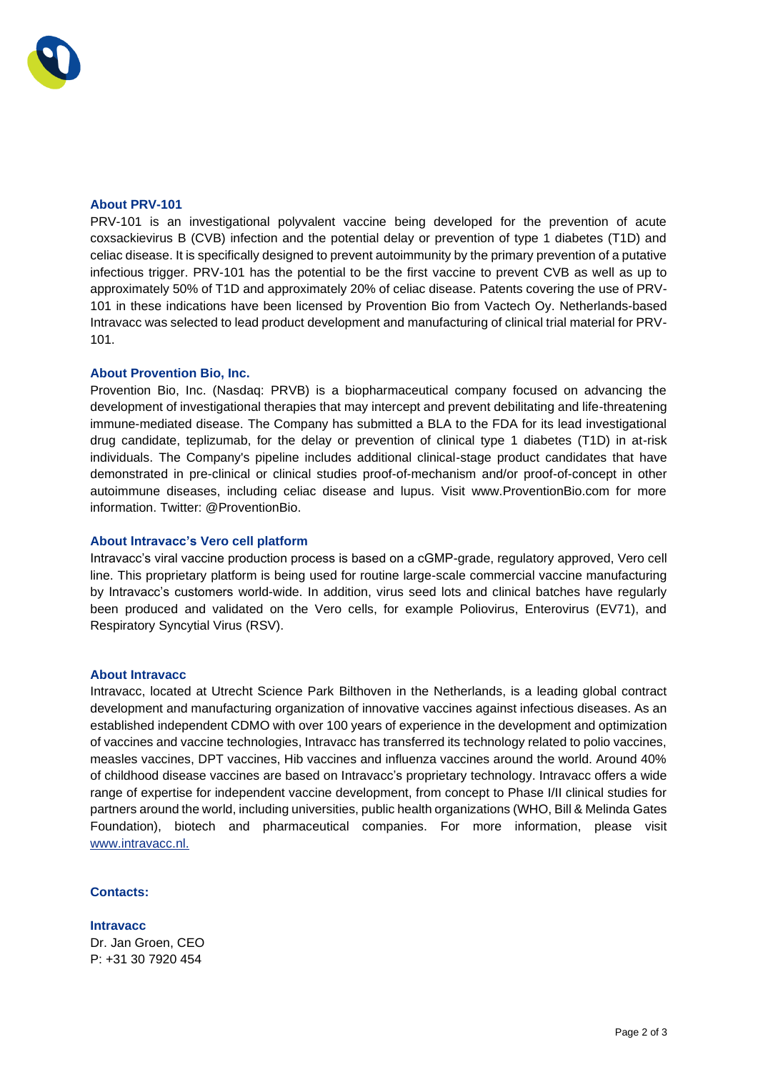## About PRV-101

PRV-101 is an investigational polyvalent vaccine being developed for the prevention of acute coxsackievirus B (CVB) infection and the potential delay or prevention of type 1 diabetes (T1D) and celiac disease. It is specifically designed to prevent autoimmunity by the primary prevention of a putative infectious trigger. PRV-101 has the potential to be the first vaccine to prevent CVB as well as up to approximately 50% of T1D and approximately 20% of celiac disease. Patents covering the use of PRV-101 in these indications have been licensed by Provention Bio from Vactech Oy. Netherlands-based Intravacc was selected to lead product development and manufacturing of clinical trial material for PRV-101.

## About Provention Bio, Inc.

Provention Bio, Inc. (Nasdaq: PRVB) is a biopharmaceutical company focused on advancing the development of investigational therapies that may intercept and prevent debilitating and life-threatening immune-mediated disease. The Company has submitted a BLA to the FDA for its lead investigational drug candidate, teplizumab, for the delay or prevention of clinical type 1 diabetes (T1D) in at-risk individuals. The Company's pipeline includes additional clinical-stage product candidates that have demonstrated in pre-clinical or clinical studies proof-of-mechanism and/or proof-of-concept in other autoimmune diseases, including celiac disease and lupus. Visit www.ProventionBio.com for more information. Twitter: @ProventionBio.

## About Intravacc's Vero cell platform

Intravacc's viral vaccine production process is based on a cGMP-grade, regulatory approved, Vero cell line. This proprietary platform is being used for routine large-scale commercial vaccine manufacturing by Intravacc's customers world-wide. In addition, virus seed lots and clinical batches have regularly been produced and validated on the Vero cells, for example Poliovirus, Enterovirus (EV71), and Respiratory Syncytial Virus (RSV).

## About Intravacc

Intravacc, located at Utrecht Science Park Bilthoven in the Netherlands, is a leading global contract development and manufacturing organization of innovative vaccines against infectious diseases. As an established independent CDMO with over 100 years of experience in the development and optimization of vaccines and vaccine technologies, Intravacc has transferred its technology related to polio vaccines, measles vaccines, DPT vaccines, Hib vaccines and influenza vaccines around the world. Around 40% of childhood disease vaccines are based on Intravacc's proprietary technology. Intravacc offers a wide range of expertise for independent vaccine development, from concept to Phase I/II clinical studies for partners around the world, including universities, public health organizations (WHO, Bill & Melinda Gates Foundation), biotech and pharmaceutical companies. For more information, please visit [www.intravacc.nl.](http://www.intravacc.nl)

**Contacts:**

**Intravacc**
Dr. Jan Groen, CEO
P: +31 30 7920 454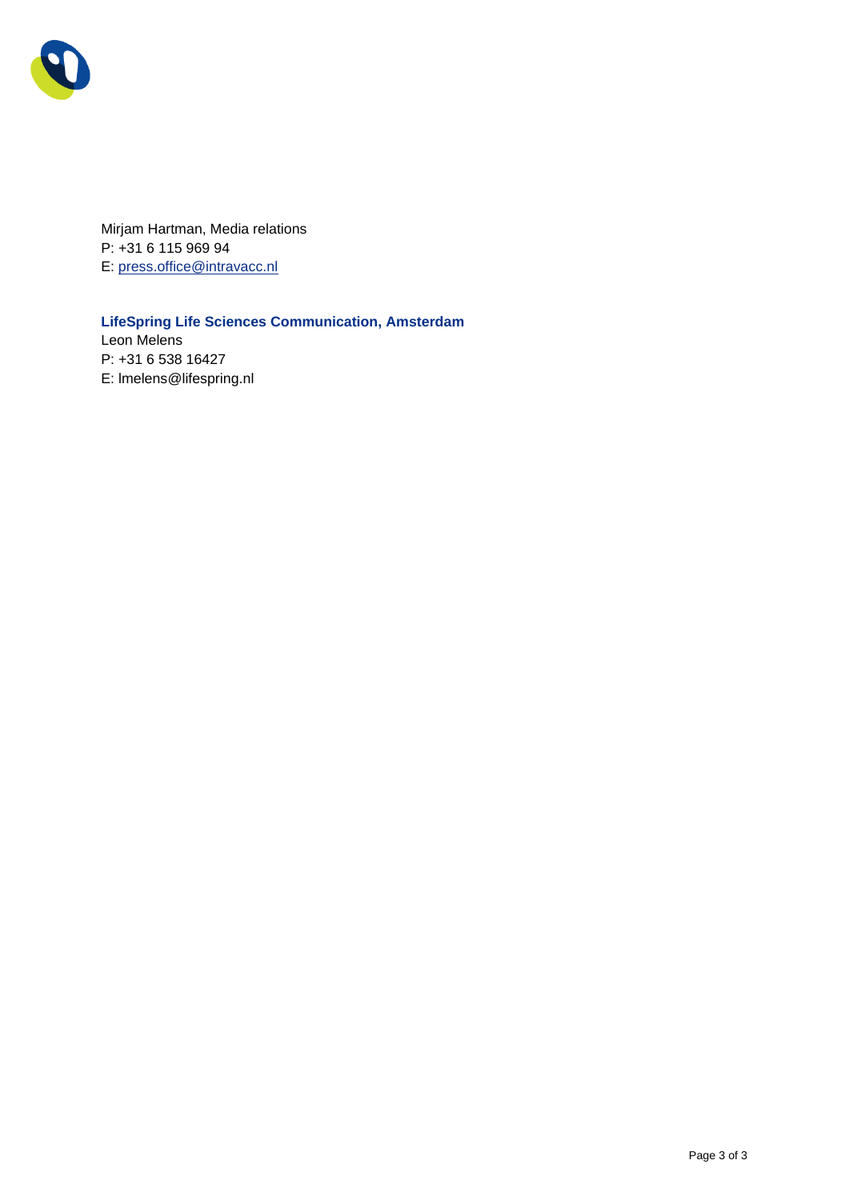Mirjam Hartman, Media relations
P: +31 6 115 969 94
E: press.office@intravacc.nl

**LifeSpring Life Sciences Communication, Amsterdam**
Leon Melens
P: +31 6 538 16427
E: lmelens@lifespring.nl